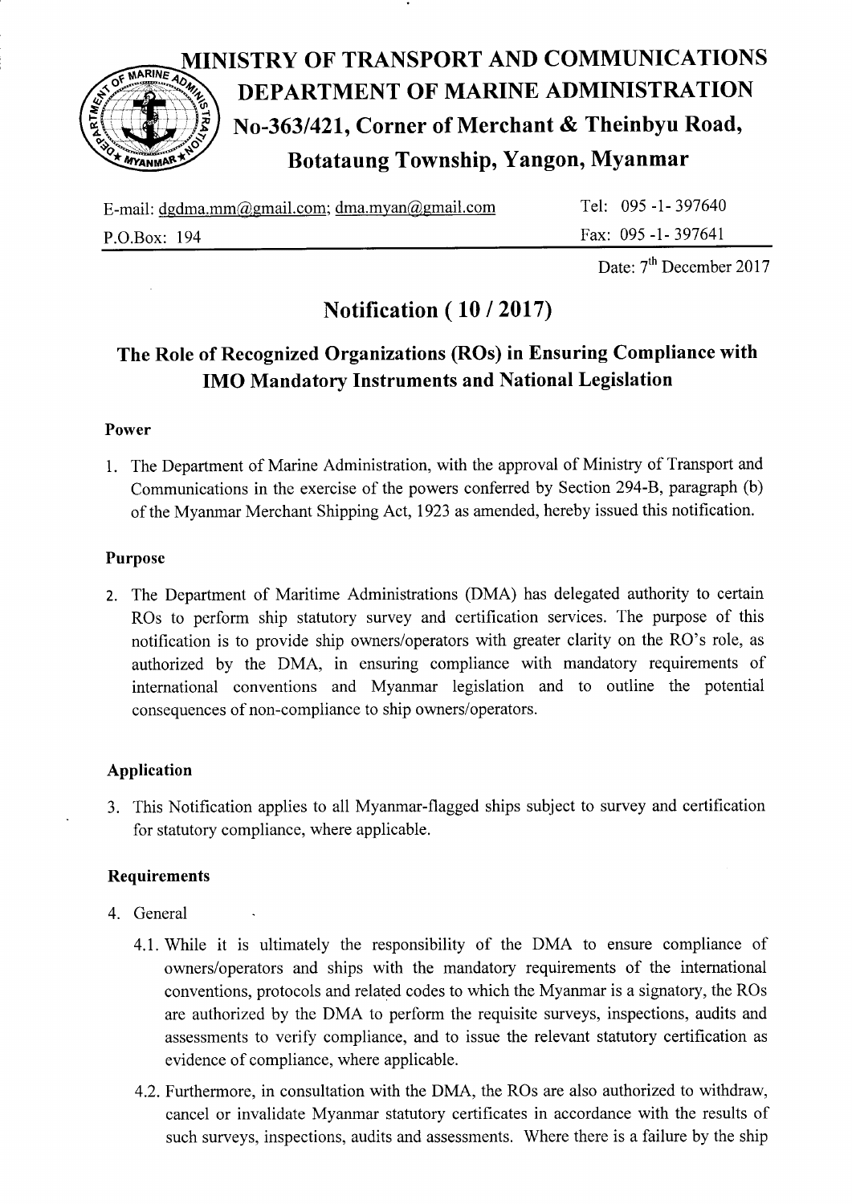# MINISTRY OF TRANSPORT AND COMMUNICATIONS
## DEPARTMENT OF MARINE ADMINISTRATION
## No-363/421, Corner of Merchant & Theinbyu Road, Botataung Township, Yangon, Myanmar

E-mail: dgdma.mm@gmail.com; dma.myan@gmail.com Tel: 095 -1- 397640

P.O.Box: 194 Fax: 095 -1- 397641

Date: 7th December 2017

# Notification ( 10 / 2017)

## The Role of Recognized Organizations (ROs) in Ensuring Compliance with IMO Mandatory Instruments and National Legislation

### Power

1. The Department of Marine Administration, with the approval of Ministry of Transport and Communications in the exercise of the powers conferred by Section 294-B, paragraph (b) of the Myanmar Merchant Shipping Act, 1923 as amended, hereby issued this notification.

### Purpose

2. The Department of Maritime Administrations (DMA) has delegated authority to certain ROs to perform ship statutory survey and certification services. The purpose of this notification is to provide ship owners/operators with greater clarity on the RO's role, as authorized by the DMA, in ensuring compliance with mandatory requirements of international conventions and Myanmar legislation and to outline the potential consequences of non-compliance to ship owners/operators.

### Application

3. This Notification applies to all Myanmar-flagged ships subject to survey and certification for statutory compliance, where applicable.

### Requirements

4. General

   4.1. While it is ultimately the responsibility of the DMA to ensure compliance of owners/operators and ships with the mandatory requirements of the international conventions, protocols and related codes to which the Myanmar is a signatory, the ROs are authorized by the DMA to perform the requisite surveys, inspections, audits and assessments to verify compliance, and to issue the relevant statutory certification as evidence of compliance, where applicable.

   4.2. Furthermore, in consultation with the DMA, the ROs are also authorized to withdraw, cancel or invalidate Myanmar statutory certificates in accordance with the results of such surveys, inspections, audits and assessments. Where there is a failure by the ship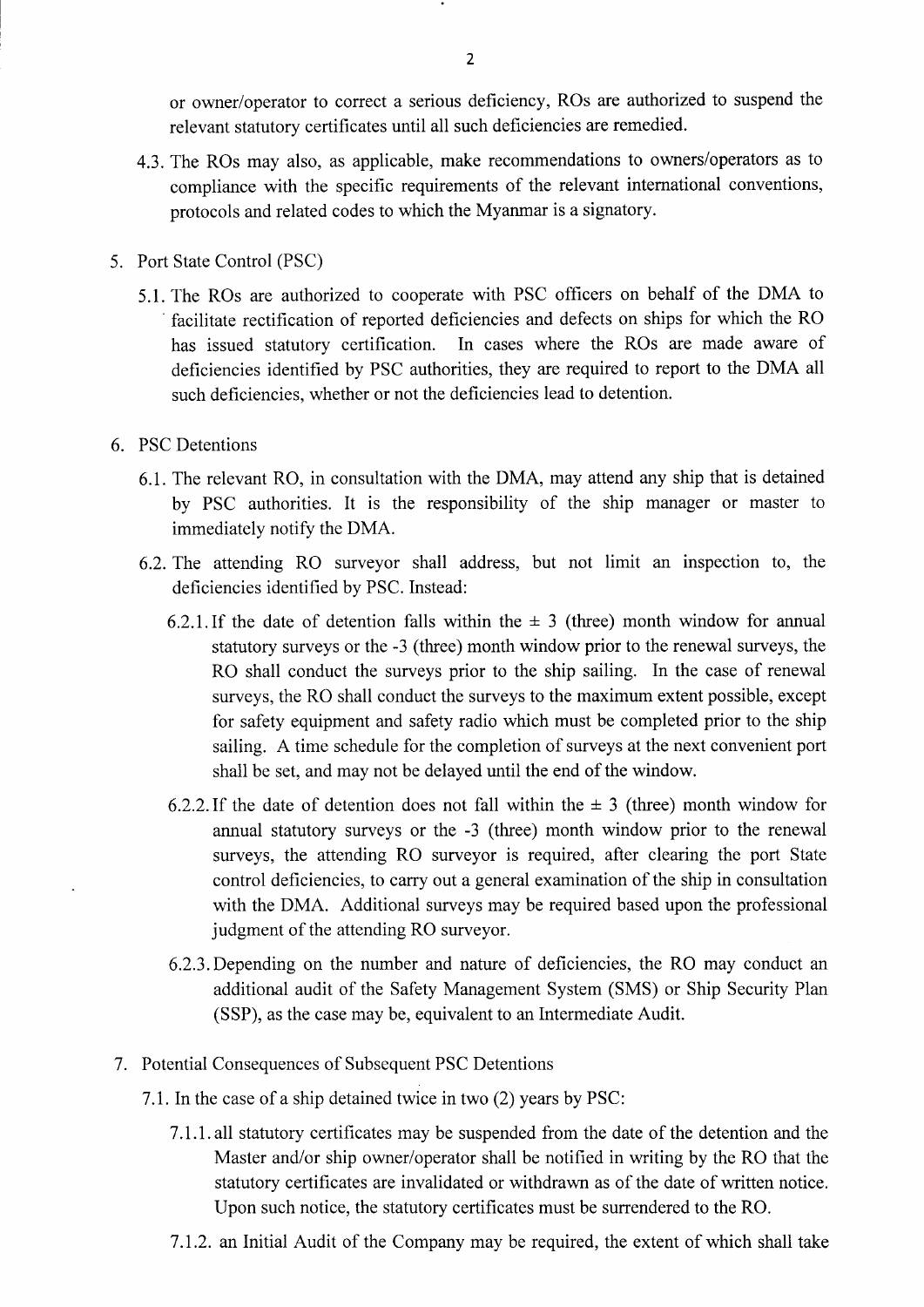or owner/operator to correct a serious deficiency, ROs are authorized to suspend the relevant statutory certificates until all such deficiencies are remedied.

4.3. The ROs may also, as applicable, make recommendations to owners/operators as to compliance with the specific requirements of the relevant international conventions, protocols and related codes to which the Myanmar is a signatory.

5. Port State Control (PSC)

5.1. The ROs are authorized to cooperate with PSC officers on behalf of the DMA to facilitate rectification of reported deficiencies and defects on ships for which the RO has issued statutory certification. In cases where the ROs are made aware of deficiencies identified by PSC authorities, they are required to report to the DMA all such deficiencies, whether or not the deficiencies lead to detention.

6. PSC Detentions

6.1. The relevant RO, in consultation with the DMA, may attend any ship that is detained by PSC authorities. It is the responsibility of the ship manager or master to immediately notify the DMA.

6.2. The attending RO surveyor shall address, but not limit an inspection to, the deficiencies identified by PSC. Instead:

6.2.1. If the date of detention falls within the ± 3 (three) month window for annual statutory surveys or the -3 (three) month window prior to the renewal surveys, the RO shall conduct the surveys prior to the ship sailing. In the case of renewal surveys, the RO shall conduct the surveys to the maximum extent possible, except for safety equipment and safety radio which must be completed prior to the ship sailing. A time schedule for the completion of surveys at the next convenient port shall be set, and may not be delayed until the end of the window.

6.2.2. If the date of detention does not fall within the ± 3 (three) month window for annual statutory surveys or the -3 (three) month window prior to the renewal surveys, the attending RO surveyor is required, after clearing the port State control deficiencies, to carry out a general examination of the ship in consultation with the DMA. Additional surveys may be required based upon the professional judgment of the attending RO surveyor.

6.2.3. Depending on the number and nature of deficiencies, the RO may conduct an additional audit of the Safety Management System (SMS) or Ship Security Plan (SSP), as the case may be, equivalent to an Intermediate Audit.

7. Potential Consequences of Subsequent PSC Detentions

7.1. In the case of a ship detained twice in two (2) years by PSC:

7.1.1. all statutory certificates may be suspended from the date of the detention and the Master and/or ship owner/operator shall be notified in writing by the RO that the statutory certificates are invalidated or withdrawn as of the date of written notice. Upon such notice, the statutory certificates must be surrendered to the RO.

7.1.2. an Initial Audit of the Company may be required, the extent of which shall take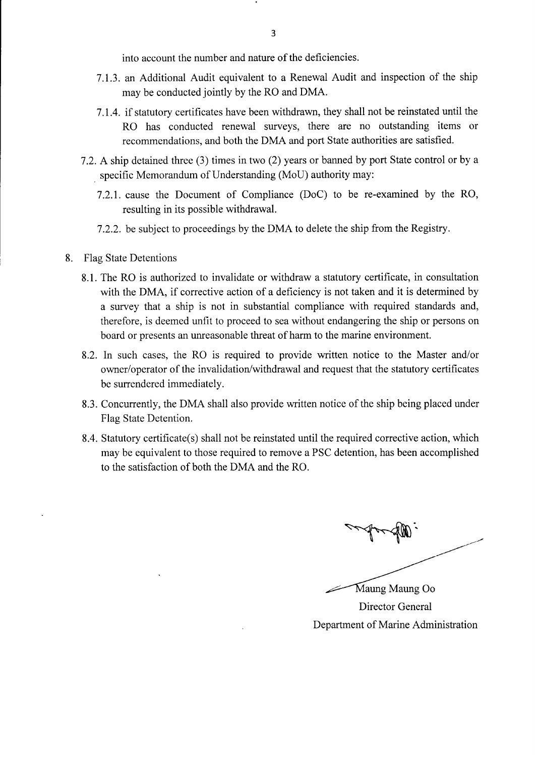into account the number and nature of the deficiencies.

7.1.3. an Additional Audit equivalent to a Renewal Audit and inspection of the ship may be conducted jointly by the RO and DMA.

7.1.4. if statutory certificates have been withdrawn, they shall not be reinstated until the RO has conducted renewal surveys, there are no outstanding items or recommendations, and both the DMA and port State authorities are satisfied.

7.2. A ship detained three (3) times in two (2) years or banned by port State control or by a specific Memorandum of Understanding (MoU) authority may:

7.2.1. cause the Document of Compliance (DoC) to be re-examined by the RO, resulting in its possible withdrawal.

7.2.2. be subject to proceedings by the DMA to delete the ship from the Registry.

8. Flag State Detentions

8.1. The RO is authorized to invalidate or withdraw a statutory certificate, in consultation with the DMA, if corrective action of a deficiency is not taken and it is determined by a survey that a ship is not in substantial compliance with required standards and, therefore, is deemed unfit to proceed to sea without endangering the ship or persons on board or presents an unreasonable threat of harm to the marine environment.

8.2. In such cases, the RO is required to provide written notice to the Master and/or owner/operator of the invalidation/withdrawal and request that the statutory certificates be surrendered immediately.

8.3. Concurrently, the DMA shall also provide written notice of the ship being placed under Flag State Detention.

8.4. Statutory certificate(s) shall not be reinstated until the required corrective action, which may be equivalent to those required to remove a PSC detention, has been accomplished to the satisfaction of both the DMA and the RO.

Maung Maung Oo
Director General
Department of Marine Administration